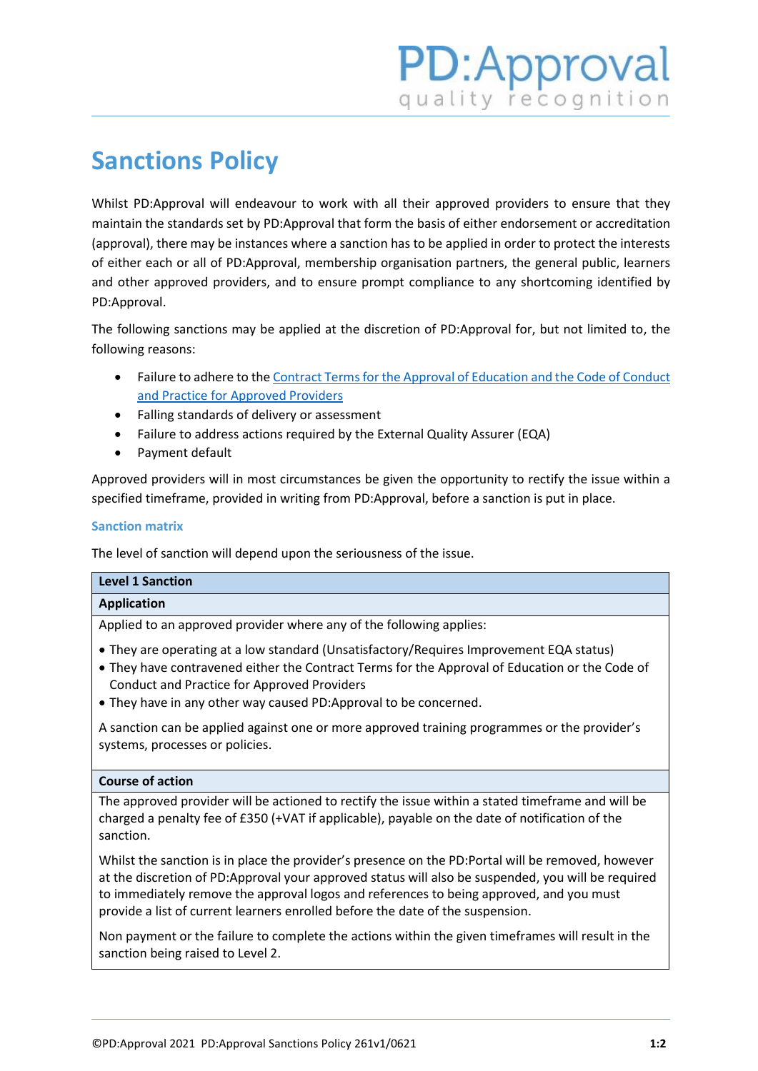# Sanctions Policy

Whilst PD:Approval will endeavour to work with all their approved providers to ensure that they maintain the standards set by PD:Approval that form the basis of either endorsement or accreditation (approval), there may be instances where a sanction has to be applied in order to protect the interests of either each or all of PD:Approval, membership organisation partners, the general public, learners and other approved providers, and to ensure prompt compliance to any shortcoming identified by PD:Approval.

The following sanctions may be applied at the discretion of PD:Approval for, but not limited to, the following reasons:

- Failure to adhere to the Contract Terms for the Approval of Education and the Code of Conduct and Practice for Approved Providers
- Falling standards of delivery or assessment
- Failure to address actions required by the External Quality Assurer (EQA)
- Payment default

Approved providers will in most circumstances be given the opportunity to rectify the issue within a specified timeframe, provided in writing from PD:Approval, before a sanction is put in place.

### Sanction matrix

The level of sanction will depend upon the seriousness of the issue.

| **Level 1 Sanction** |
|---|
| **Application** |
| Applied to an approved provider where any of the following applies:<br>• They are operating at a low standard (Unsatisfactory/Requires Improvement EQA status)<br>• They have contravened either the Contract Terms for the Approval of Education or the Code of Conduct and Practice for Approved Providers<br>• They have in any other way caused PD:Approval to be concerned.<br><br>A sanction can be applied against one or more approved training programmes or the provider's systems, processes or policies. |
| **Course of action** |
| The approved provider will be actioned to rectify the issue within a stated timeframe and will be charged a penalty fee of £350 (+VAT if applicable), payable on the date of notification of the sanction.<br><br>Whilst the sanction is in place the provider's presence on the PD:Portal will be removed, however at the discretion of PD:Approval your approved status will also be suspended, you will be required to immediately remove the approval logos and references to being approved, and you must provide a list of current learners enrolled before the date of the suspension.<br><br>Non payment or the failure to complete the actions within the given timeframes will result in the sanction being raised to Level 2. |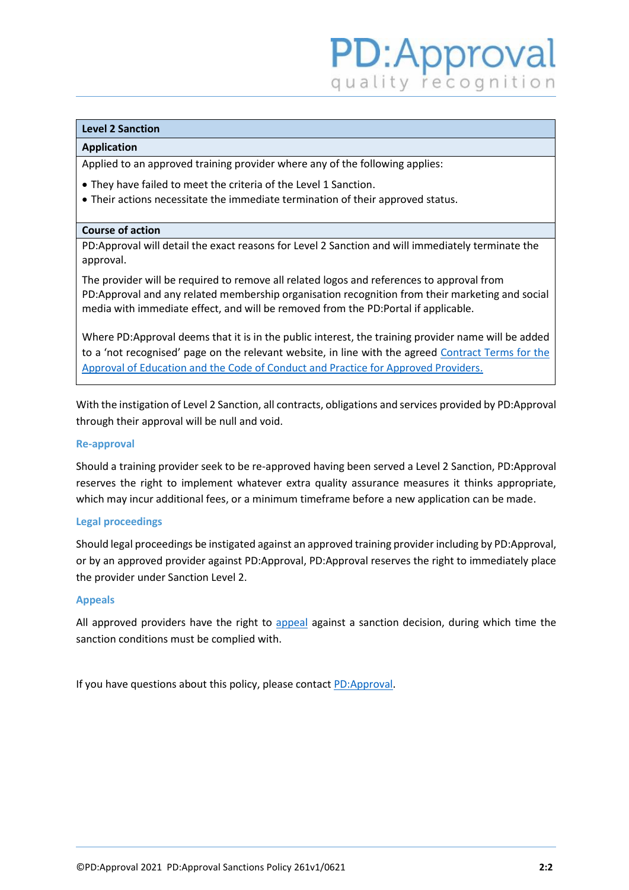| Level 2 Sanction |
|---|
| **Application** |
| Applied to an approved training provider where any of the following applies:<br>• They have failed to meet the criteria of the Level 1 Sanction.<br>• Their actions necessitate the immediate termination of their approved status. |
| **Course of action** |
| PD:Approval will detail the exact reasons for Level 2 Sanction and will immediately terminate the approval.<br><br>The provider will be required to remove all related logos and references to approval from PD:Approval and any related membership organisation recognition from their marketing and social media with immediate effect, and will be removed from the PD:Portal if applicable.<br><br>Where PD:Approval deems that it is in the public interest, the training provider name will be added to a 'not recognised' page on the relevant website, in line with the agreed [Contract Terms for the Approval of Education and the Code of Conduct and Practice for Approved Providers.] |

With the instigation of Level 2 Sanction, all contracts, obligations and services provided by PD:Approval through their approval will be null and void.

### Re-approval

Should a training provider seek to be re-approved having been served a Level 2 Sanction, PD:Approval reserves the right to implement whatever extra quality assurance measures it thinks appropriate, which may incur additional fees, or a minimum timeframe before a new application can be made.

### Legal proceedings

Should legal proceedings be instigated against an approved training provider including by PD:Approval, or by an approved provider against PD:Approval, PD:Approval reserves the right to immediately place the provider under Sanction Level 2.

### Appeals

All approved providers have the right to appeal against a sanction decision, during which time the sanction conditions must be complied with.

If you have questions about this policy, please contact PD:Approval.